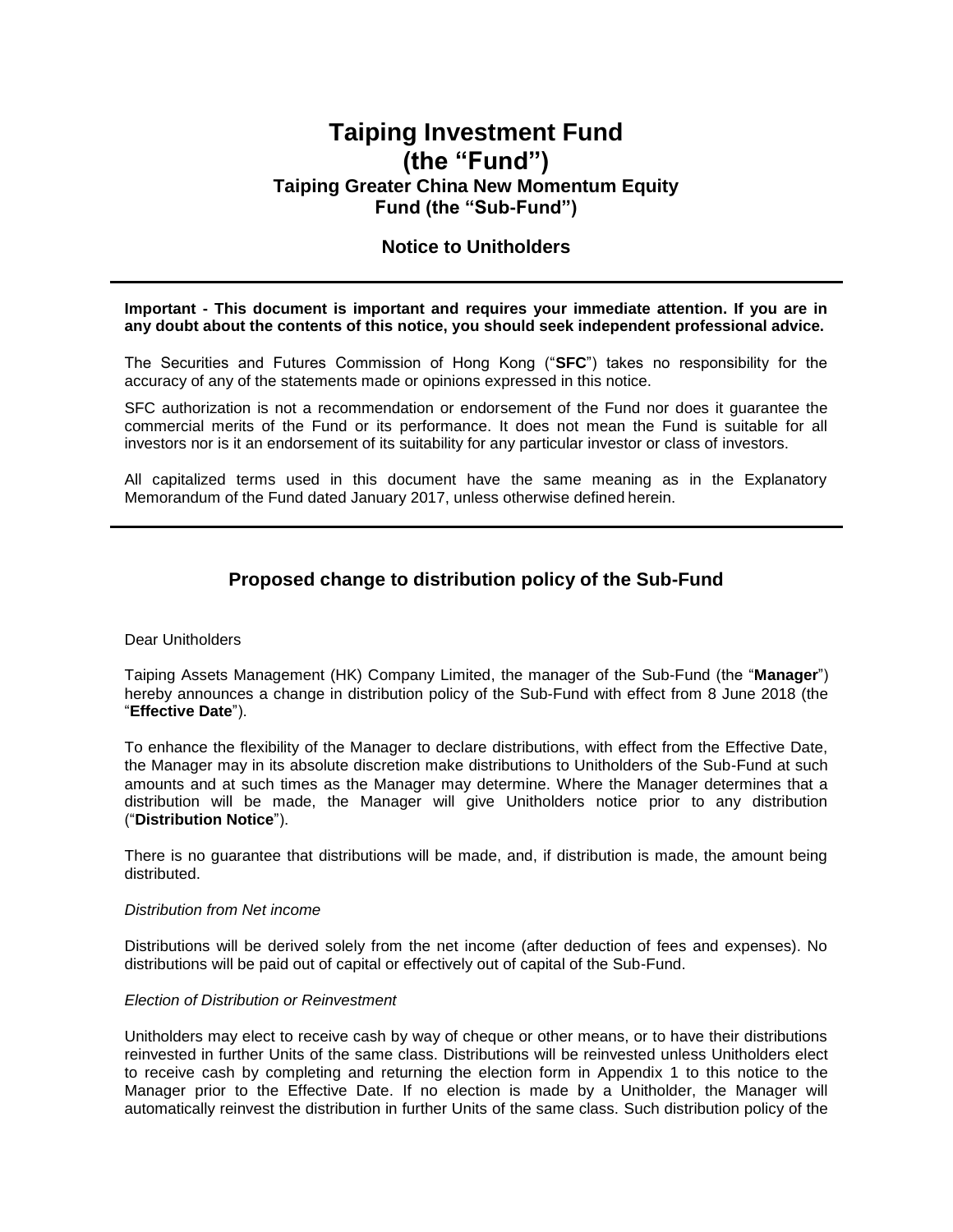# Taiping Investment Fund
# (the "Fund")
### Taiping Greater China New Momentum Equity Fund (the "Sub-Fund")

## Notice to Unitholders

---

**Important - This document is important and requires your immediate attention. If you are in any doubt about the contents of this notice, you should seek independent professional advice.**

The Securities and Futures Commission of Hong Kong ("**SFC**") takes no responsibility for the accuracy of any of the statements made or opinions expressed in this notice.

SFC authorization is not a recommendation or endorsement of the Fund nor does it guarantee the commercial merits of the Fund or its performance. It does not mean the Fund is suitable for all investors nor is it an endorsement of its suitability for any particular investor or class of investors.

All capitalized terms used in this document have the same meaning as in the Explanatory Memorandum of the Fund dated January 2017, unless otherwise defined herein.

---

## Proposed change to distribution policy of the Sub-Fund

Dear Unitholders

Taiping Assets Management (HK) Company Limited, the manager of the Sub-Fund (the "**Manager**") hereby announces a change in distribution policy of the Sub-Fund with effect from 8 June 2018 (the "**Effective Date**").

To enhance the flexibility of the Manager to declare distributions, with effect from the Effective Date, the Manager may in its absolute discretion make distributions to Unitholders of the Sub-Fund at such amounts and at such times as the Manager may determine. Where the Manager determines that a distribution will be made, the Manager will give Unitholders notice prior to any distribution ("**Distribution Notice**").

There is no guarantee that distributions will be made, and, if distribution is made, the amount being distributed.

*Distribution from Net income*

Distributions will be derived solely from the net income (after deduction of fees and expenses). No distributions will be paid out of capital or effectively out of capital of the Sub-Fund.

*Election of Distribution or Reinvestment*

Unitholders may elect to receive cash by way of cheque or other means, or to have their distributions reinvested in further Units of the same class. Distributions will be reinvested unless Unitholders elect to receive cash by completing and returning the election form in Appendix 1 to this notice to the Manager prior to the Effective Date. If no election is made by a Unitholder, the Manager will automatically reinvest the distribution in further Units of the same class. Such distribution policy of the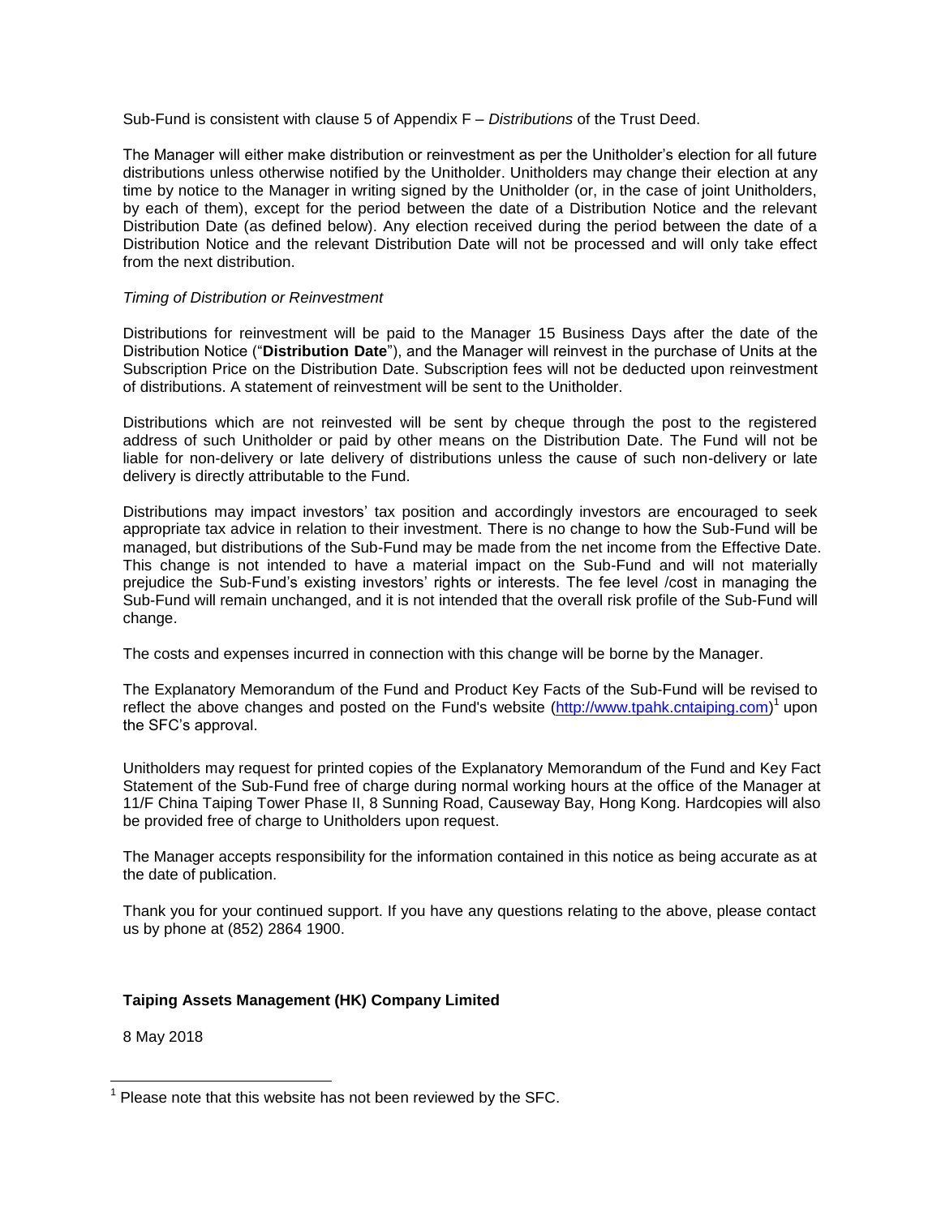Sub-Fund is consistent with clause 5 of Appendix F – *Distributions* of the Trust Deed.

The Manager will either make distribution or reinvestment as per the Unitholder's election for all future distributions unless otherwise notified by the Unitholder. Unitholders may change their election at any time by notice to the Manager in writing signed by the Unitholder (or, in the case of joint Unitholders, by each of them), except for the period between the date of a Distribution Notice and the relevant Distribution Date (as defined below). Any election received during the period between the date of a Distribution Notice and the relevant Distribution Date will not be processed and will only take effect from the next distribution.

*Timing of Distribution or Reinvestment*

Distributions for reinvestment will be paid to the Manager 15 Business Days after the date of the Distribution Notice ("**Distribution Date**"), and the Manager will reinvest in the purchase of Units at the Subscription Price on the Distribution Date. Subscription fees will not be deducted upon reinvestment of distributions. A statement of reinvestment will be sent to the Unitholder.

Distributions which are not reinvested will be sent by cheque through the post to the registered address of such Unitholder or paid by other means on the Distribution Date. The Fund will not be liable for non-delivery or late delivery of distributions unless the cause of such non-delivery or late delivery is directly attributable to the Fund.

Distributions may impact investors' tax position and accordingly investors are encouraged to seek appropriate tax advice in relation to their investment. There is no change to how the Sub-Fund will be managed, but distributions of the Sub-Fund may be made from the net income from the Effective Date. This change is not intended to have a material impact on the Sub-Fund and will not materially prejudice the Sub-Fund's existing investors' rights or interests. The fee level /cost in managing the Sub-Fund will remain unchanged, and it is not intended that the overall risk profile of the Sub-Fund will change.

The costs and expenses incurred in connection with this change will be borne by the Manager.

The Explanatory Memorandum of the Fund and Product Key Facts of the Sub-Fund will be revised to reflect the above changes and posted on the Fund's website (http://www.tpahk.cntaiping.com)[1] upon the SFC's approval.

Unitholders may request for printed copies of the Explanatory Memorandum of the Fund and Key Fact Statement of the Sub-Fund free of charge during normal working hours at the office of the Manager at 11/F China Taiping Tower Phase II, 8 Sunning Road, Causeway Bay, Hong Kong. Hardcopies will also be provided free of charge to Unitholders upon request.

The Manager accepts responsibility for the information contained in this notice as being accurate as at the date of publication.

Thank you for your continued support. If you have any questions relating to the above, please contact us by phone at (852) 2864 1900.

**Taiping Assets Management (HK) Company Limited**

8 May 2018

[1] Please note that this website has not been reviewed by the SFC.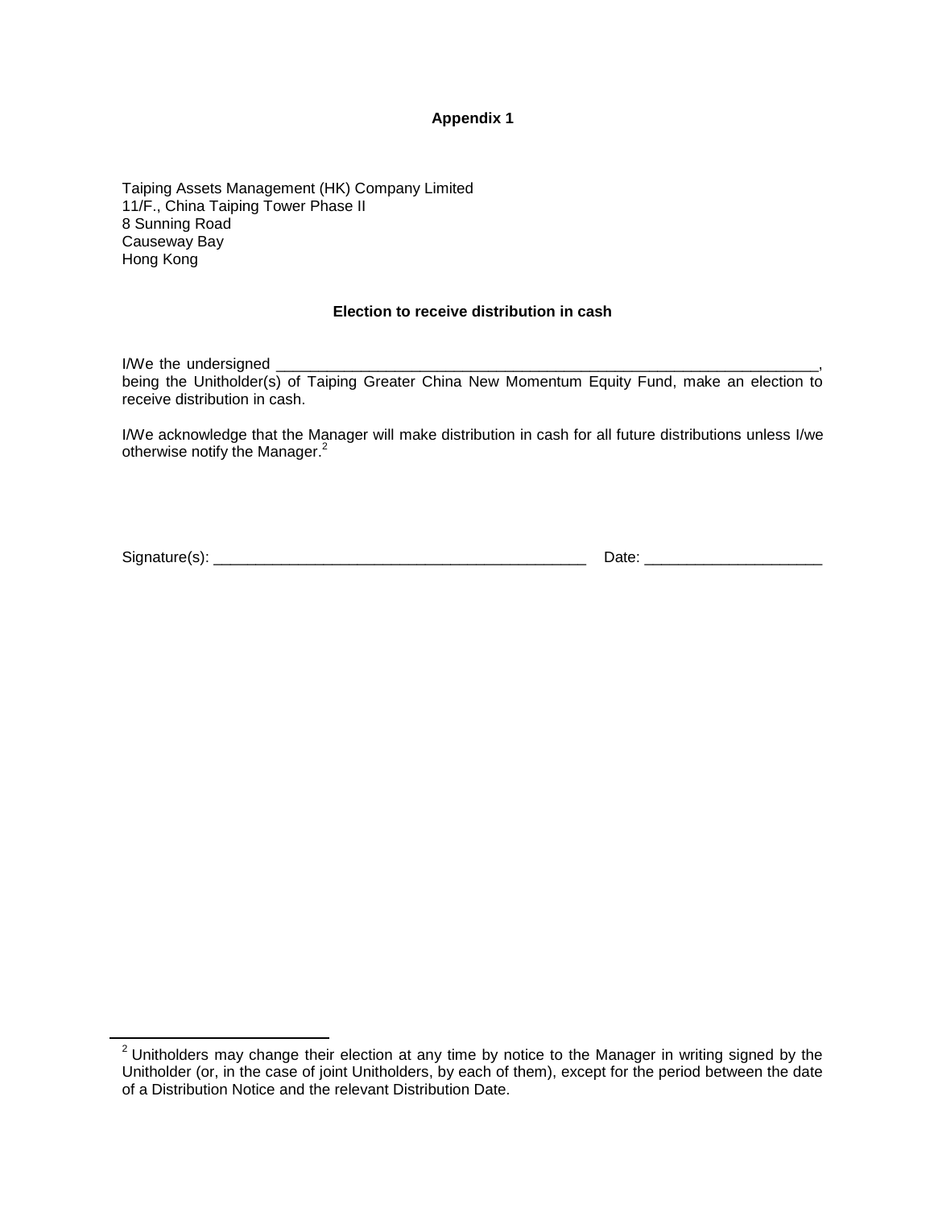**Appendix 1**

Taiping Assets Management (HK) Company Limited
11/F., China Taiping Tower Phase II
8 Sunning Road
Causeway Bay
Hong Kong

**Election to receive distribution in cash**

I/We the undersigned ________________________________________________________________, being the Unitholder(s) of Taiping Greater China New Momentum Equity Fund, make an election to receive distribution in cash.

I/We acknowledge that the Manager will make distribution in cash for all future distributions unless I/we otherwise notify the Manager.[2]

Signature(s): _____________________________________________ Date: ____________________

[2] Unitholders may change their election at any time by notice to the Manager in writing signed by the Unitholder (or, in the case of joint Unitholders, by each of them), except for the period between the date of a Distribution Notice and the relevant Distribution Date.